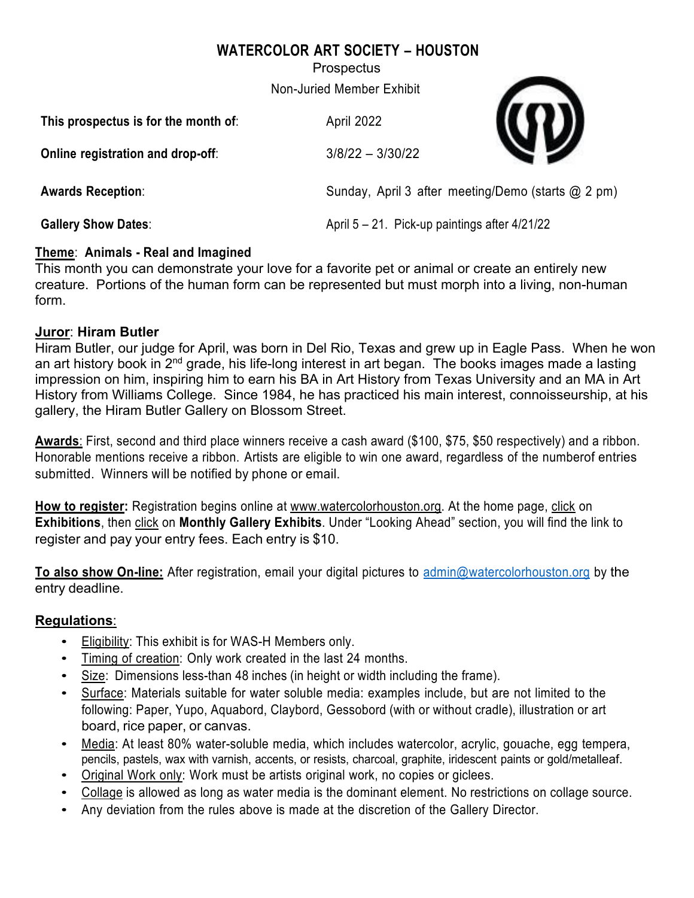# WATERCOLOR ART SOCIETY – HOUSTON

Prospectus

Non-Juried Member Exhibit

| | |
|---|---|
| **This prospectus is for the month of**: | April 2022 |
| **Online registration and drop-off**: | 3/8/22 – 3/30/22 |
| **Awards Reception**: | Sunday, April 3 after meeting/Demo (starts @ 2 pm) |
| **Gallery Show Dates**: | April 5 – 21. Pick-up paintings after 4/21/22 |

**Theme**: **Animals - Real and Imagined**

This month you can demonstrate your love for a favorite pet or animal or create an entirely new creature. Portions of the human form can be represented but must morph into a living, non-human form.

**Juror**: **Hiram Butler**

Hiram Butler, our judge for April, was born in Del Rio, Texas and grew up in Eagle Pass. When he won an art history book in 2nd grade, his life-long interest in art began. The books images made a lasting impression on him, inspiring him to earn his BA in Art History from Texas University and an MA in Art History from Williams College. Since 1984, he has practiced his main interest, connoisseurship, at his gallery, the Hiram Butler Gallery on Blossom Street.

**Awards**: First, second and third place winners receive a cash award ($100, $75, $50 respectively) and a ribbon. Honorable mentions receive a ribbon. Artists are eligible to win one award, regardless of the numberof entries submitted. Winners will be notified by phone or email.

**How to register:** Registration begins online at www.watercolorhouston.org. At the home page, click on **Exhibitions**, then click on **Monthly Gallery Exhibits**. Under "Looking Ahead" section, you will find the link to register and pay your entry fees. Each entry is $10.

**To also show On-line:** After registration, email your digital pictures to admin@watercolorhouston.org by the entry deadline.

**Regulations**:

- Eligibility: This exhibit is for WAS-H Members only.
- Timing of creation: Only work created in the last 24 months.
- Size: Dimensions less-than 48 inches (in height or width including the frame).
- Surface: Materials suitable for water soluble media: examples include, but are not limited to the following: Paper, Yupo, Aquabord, Claybord, Gessobord (with or without cradle), illustration or art board, rice paper, or canvas.
- Media: At least 80% water-soluble media, which includes watercolor, acrylic, gouache, egg tempera, pencils, pastels, wax with varnish, accents, or resists, charcoal, graphite, iridescent paints or gold/metalleaf.
- Original Work only: Work must be artists original work, no copies or giclees.
- Collage is allowed as long as water media is the dominant element. No restrictions on collage source.
- Any deviation from the rules above is made at the discretion of the Gallery Director.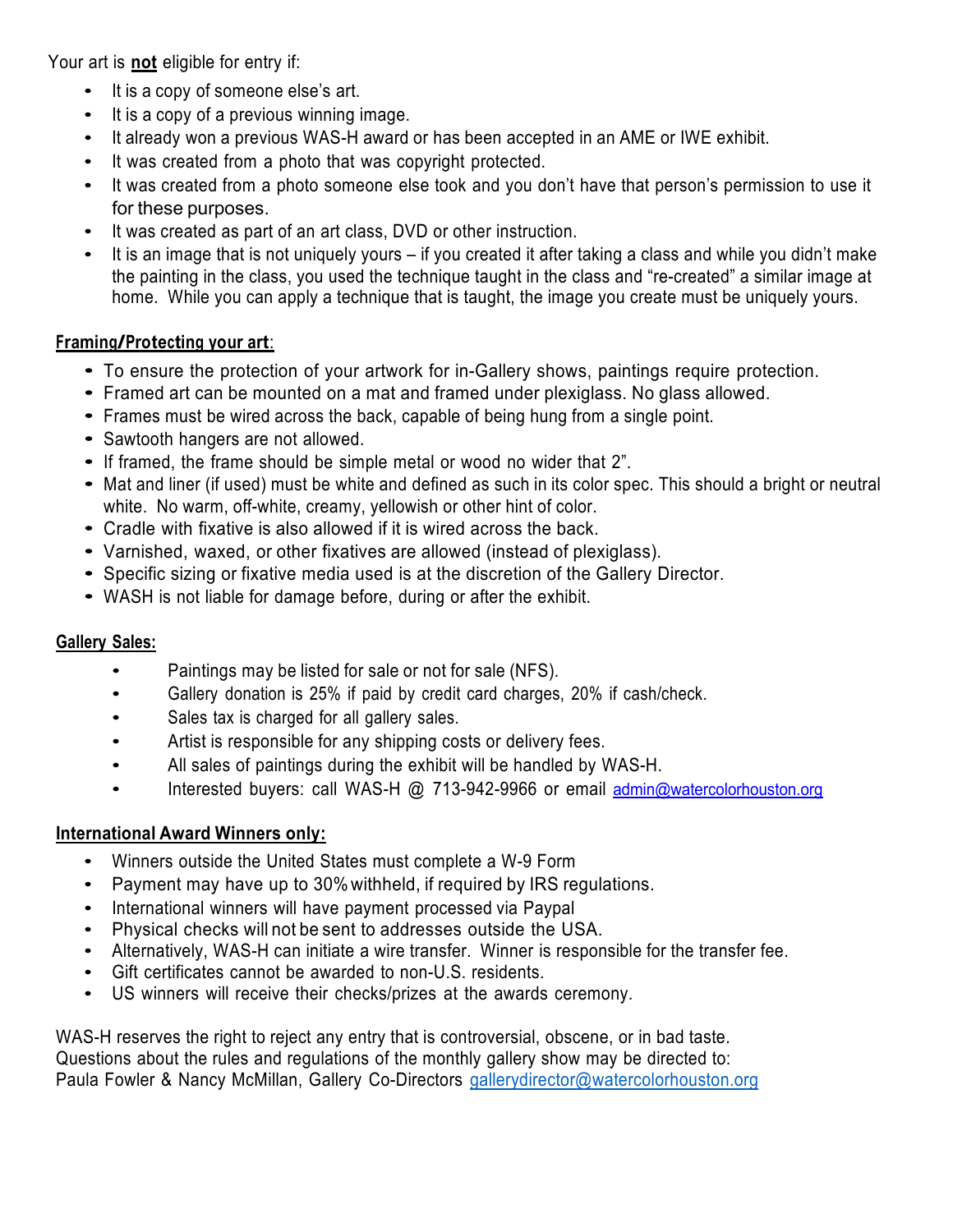Your art is **not** eligible for entry if:

- It is a copy of someone else's art.
- It is a copy of a previous winning image.
- It already won a previous WAS-H award or has been accepted in an AME or IWE exhibit.
- It was created from a photo that was copyright protected.
- It was created from a photo someone else took and you don't have that person's permission to use it for these purposes.
- It was created as part of an art class, DVD or other instruction.
- It is an image that is not uniquely yours – if you created it after taking a class and while you didn't make the painting in the class, you used the technique taught in the class and "re-created" a similar image at home. While you can apply a technique that is taught, the image you create must be uniquely yours.

**Framing/Protecting your art**:

- To ensure the protection of your artwork for in-Gallery shows, paintings require protection.
- Framed art can be mounted on a mat and framed under plexiglass. No glass allowed.
- Frames must be wired across the back, capable of being hung from a single point.
- Sawtooth hangers are not allowed.
- If framed, the frame should be simple metal or wood no wider that 2".
- Mat and liner (if used) must be white and defined as such in its color spec. This should a bright or neutral white. No warm, off-white, creamy, yellowish or other hint of color.
- Cradle with fixative is also allowed if it is wired across the back.
- Varnished, waxed, or other fixatives are allowed (instead of plexiglass).
- Specific sizing or fixative media used is at the discretion of the Gallery Director.
- WASH is not liable for damage before, during or after the exhibit.

**Gallery Sales:**

- Paintings may be listed for sale or not for sale (NFS).
- Gallery donation is 25% if paid by credit card charges, 20% if cash/check.
- Sales tax is charged for all gallery sales.
- Artist is responsible for any shipping costs or delivery fees.
- All sales of paintings during the exhibit will be handled by WAS-H.
- Interested buyers: call WAS-H @ 713-942-9966 or email admin@watercolorhouston.org

**International Award Winners only:**

- Winners outside the United States must complete a W-9 Form
- Payment may have up to 30% withheld, if required by IRS regulations.
- International winners will have payment processed via Paypal
- Physical checks will not be sent to addresses outside the USA.
- Alternatively, WAS-H can initiate a wire transfer. Winner is responsible for the transfer fee.
- Gift certificates cannot be awarded to non-U.S. residents.
- US winners will receive their checks/prizes at the awards ceremony.

WAS-H reserves the right to reject any entry that is controversial, obscene, or in bad taste.
Questions about the rules and regulations of the monthly gallery show may be directed to:
Paula Fowler & Nancy McMillan, Gallery Co-Directors gallerydirector@watercolorhouston.org